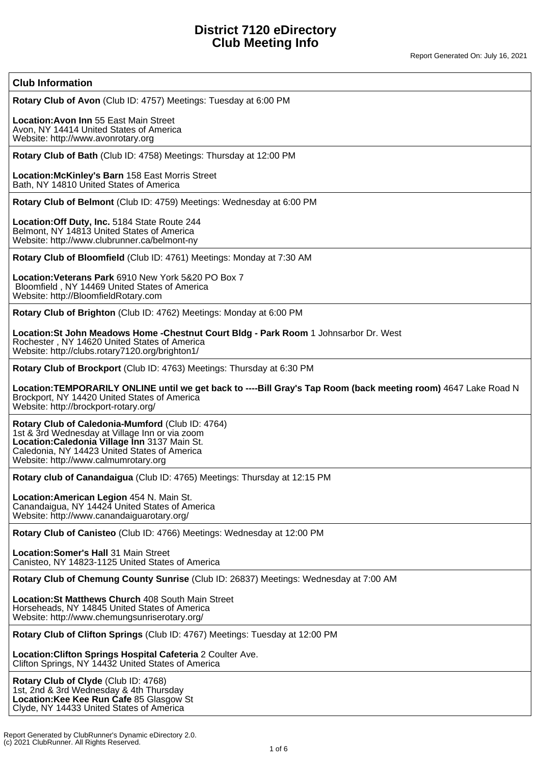# District 7120 eDirectory
# Club Meeting Info

Report Generated On: July 16, 2021

## Club Information

**Rotary Club of Avon** (Club ID: 4757) Meetings: Tuesday at 6:00 PM

**Location:Avon Inn** 55 East Main Street
Avon, NY 14414 United States of America
Website: http://www.avonrotary.org

---

**Rotary Club of Bath** (Club ID: 4758) Meetings: Thursday at 12:00 PM

**Location:McKinley's Barn** 158 East Morris Street
Bath, NY 14810 United States of America

---

**Rotary Club of Belmont** (Club ID: 4759) Meetings: Wednesday at 6:00 PM

**Location:Off Duty, Inc.** 5184 State Route 244
Belmont, NY 14813 United States of America
Website: http://www.clubrunner.ca/belmont-ny

---

**Rotary Club of Bloomfield** (Club ID: 4761) Meetings: Monday at 7:30 AM

**Location:Veterans Park** 6910 New York 5&20 PO Box 7
Bloomfield , NY 14469 United States of America
Website: http://BloomfieldRotary.com

---

**Rotary Club of Brighton** (Club ID: 4762) Meetings: Monday at 6:00 PM

**Location:St John Meadows Home -Chestnut Court Bldg - Park Room** 1 Johnsarbor Dr. West
Rochester , NY 14620 United States of America
Website: http://clubs.rotary7120.org/brighton1/

---

**Rotary Club of Brockport** (Club ID: 4763) Meetings: Thursday at 6:30 PM

**Location:TEMPORARILY ONLINE until we get back to ----Bill Gray's Tap Room (back meeting room)** 4647 Lake Road N
Brockport, NY 14420 United States of America
Website: http://brockport-rotary.org/

---

**Rotary Club of Caledonia-Mumford** (Club ID: 4764)
1st & 3rd Wednesday at Village Inn or via zoom
**Location:Caledonia Village Inn** 3137 Main St.
Caledonia, NY 14423 United States of America
Website: http://www.calmumrotary.org

---

**Rotary club of Canandaigua** (Club ID: 4765) Meetings: Thursday at 12:15 PM

**Location:American Legion** 454 N. Main St.
Canandaigua, NY 14424 United States of America
Website: http://www.canandaiguarotary.org/

---

**Rotary Club of Canisteo** (Club ID: 4766) Meetings: Wednesday at 12:00 PM

**Location:Somer's Hall** 31 Main Street
Canisteo, NY 14823-1125 United States of America

---

**Rotary Club of Chemung County Sunrise** (Club ID: 26837) Meetings: Wednesday at 7:00 AM

**Location:St Matthews Church** 408 South Main Street
Horseheads, NY 14845 United States of America
Website: http://www.chemungsunriserotary.org/

---

**Rotary Club of Clifton Springs** (Club ID: 4767) Meetings: Tuesday at 12:00 PM

**Location:Clifton Springs Hospital Cafeteria** 2 Coulter Ave.
Clifton Springs, NY 14432 United States of America

---

**Rotary Club of Clyde** (Club ID: 4768)
1st, 2nd & 3rd Wednesday & 4th Thursday
**Location:Kee Kee Run Cafe** 85 Glasgow St
Clyde, NY 14433 United States of America

Report Generated by ClubRunner's Dynamic eDirectory 2.0.
(c) 2021 ClubRunner. All Rights Reserved.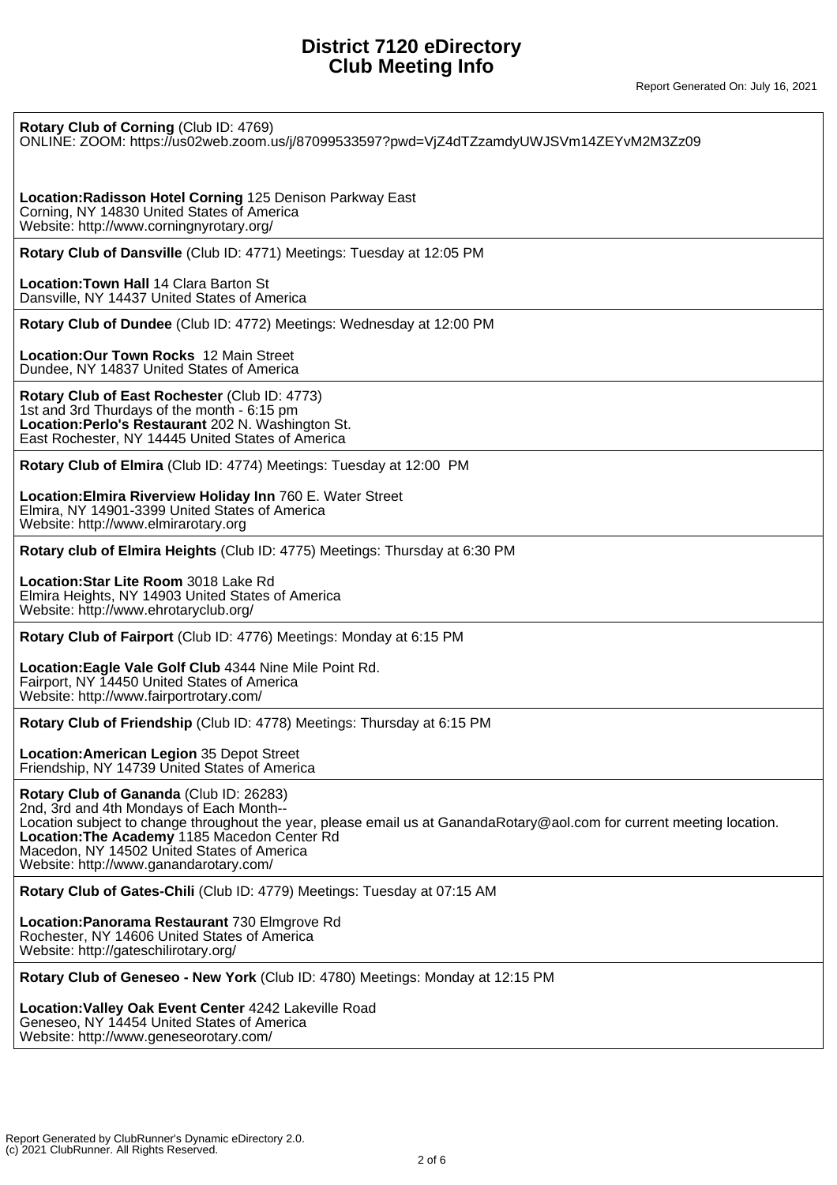# District 7120 eDirectory
# Club Meeting Info

Report Generated On: July 16, 2021

**Rotary Club of Corning** (Club ID: 4769)
ONLINE: ZOOM: https://us02web.zoom.us/j/87099533597?pwd=VjZ4dTZzamdyUWJSVm14ZEYvM2M3Zz09

**Location:Radisson Hotel Corning** 125 Denison Parkway East
Corning, NY 14830 United States of America
Website: http://www.corningnyrotary.org/

---

**Rotary Club of Dansville** (Club ID: 4771) Meetings: Tuesday at 12:05 PM

**Location:Town Hall** 14 Clara Barton St
Dansville, NY 14437 United States of America

---

**Rotary Club of Dundee** (Club ID: 4772) Meetings: Wednesday at 12:00 PM

**Location:Our Town Rocks** 12 Main Street
Dundee, NY 14837 United States of America

---

**Rotary Club of East Rochester** (Club ID: 4773)
1st and 3rd Thurdays of the month - 6:15 pm
**Location:Perlo's Restaurant** 202 N. Washington St.
East Rochester, NY 14445 United States of America

---

**Rotary Club of Elmira** (Club ID: 4774) Meetings: Tuesday at 12:00 PM

**Location:Elmira Riverview Holiday Inn** 760 E. Water Street
Elmira, NY 14901-3399 United States of America
Website: http://www.elmirarotary.org

---

**Rotary club of Elmira Heights** (Club ID: 4775) Meetings: Thursday at 6:30 PM

**Location:Star Lite Room** 3018 Lake Rd
Elmira Heights, NY 14903 United States of America
Website: http://www.ehrotaryclub.org/

---

**Rotary Club of Fairport** (Club ID: 4776) Meetings: Monday at 6:15 PM

**Location:Eagle Vale Golf Club** 4344 Nine Mile Point Rd.
Fairport, NY 14450 United States of America
Website: http://www.fairportrotary.com/

---

**Rotary Club of Friendship** (Club ID: 4778) Meetings: Thursday at 6:15 PM

**Location:American Legion** 35 Depot Street
Friendship, NY 14739 United States of America

---

**Rotary Club of Gananda** (Club ID: 26283)
2nd, 3rd and 4th Mondays of Each Month--
Location subject to change throughout the year, please email us at GanandaRotary@aol.com for current meeting location.
**Location:The Academy** 1185 Macedon Center Rd
Macedon, NY 14502 United States of America
Website: http://www.ganandarotary.com/

---

**Rotary Club of Gates-Chili** (Club ID: 4779) Meetings: Tuesday at 07:15 AM

**Location:Panorama Restaurant** 730 Elmgrove Rd
Rochester, NY 14606 United States of America
Website: http://gateschilirotary.org/

---

**Rotary Club of Geneseo - New York** (Club ID: 4780) Meetings: Monday at 12:15 PM

**Location:Valley Oak Event Center** 4242 Lakeville Road
Geneseo, NY 14454 United States of America
Website: http://www.geneseorotary.com/

Report Generated by ClubRunner's Dynamic eDirectory 2.0.
(c) 2021 ClubRunner. All Rights Reserved.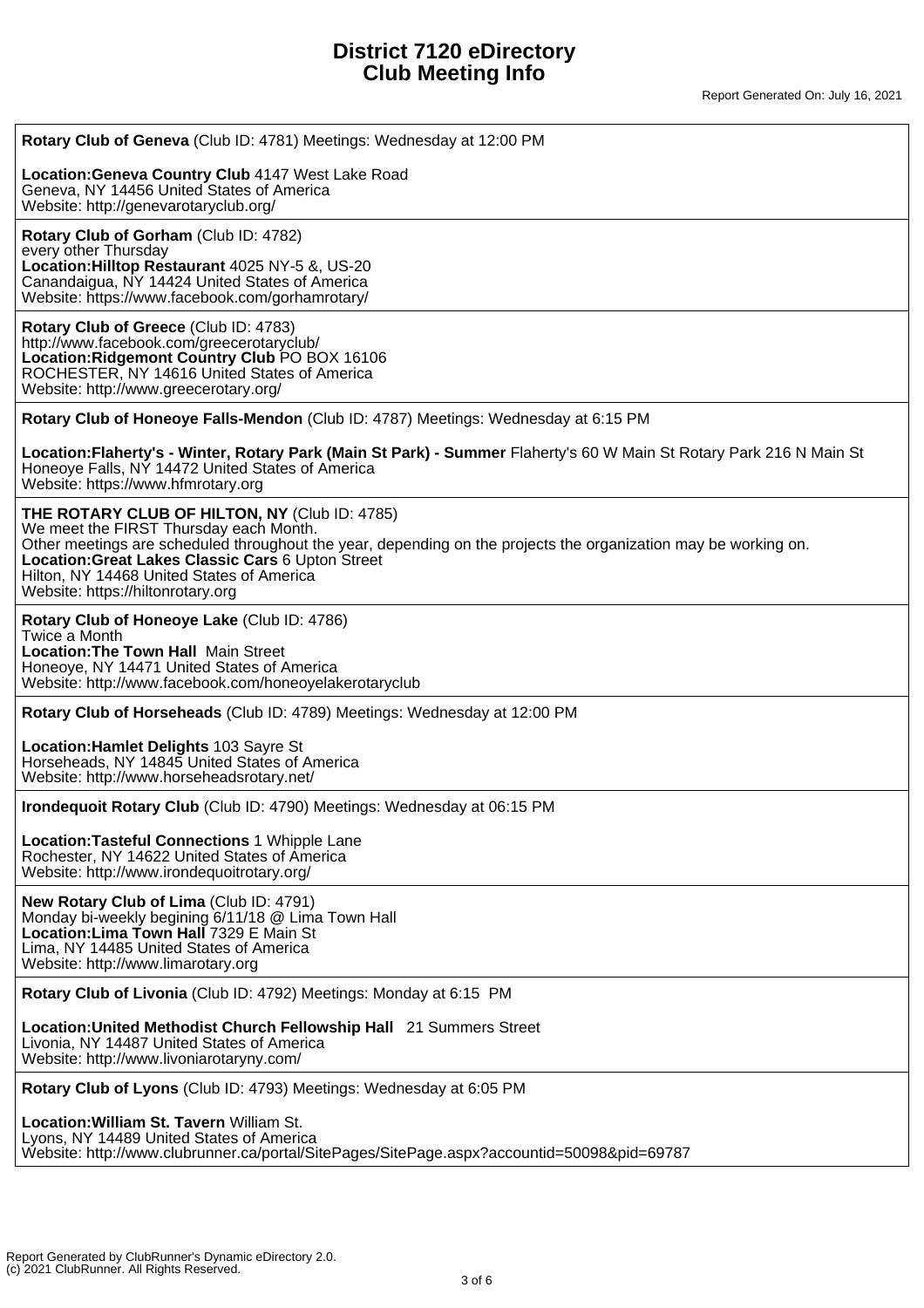# District 7120 eDirectory
# Club Meeting Info

Report Generated On: July 16, 2021

---

**Rotary Club of Geneva** (Club ID: 4781) Meetings: Wednesday at 12:00 PM

**Location:Geneva Country Club** 4147 West Lake Road
Geneva, NY 14456 United States of America
Website: http://genevarotaryclub.org/

---

**Rotary Club of Gorham** (Club ID: 4782)
every other Thursday
**Location:Hilltop Restaurant** 4025 NY-5 &, US-20
Canandaigua, NY 14424 United States of America
Website: https://www.facebook.com/gorhamrotary/

---

**Rotary Club of Greece** (Club ID: 4783)
http://www.facebook.com/greecerotaryclub/
**Location:Ridgemont Country Club** PO BOX 16106
ROCHESTER, NY 14616 United States of America
Website: http://www.greecerotary.org/

---

**Rotary Club of Honeoye Falls-Mendon** (Club ID: 4787) Meetings: Wednesday at 6:15 PM

**Location:Flaherty's - Winter, Rotary Park (Main St Park) - Summer** Flaherty's 60 W Main St Rotary Park 216 N Main St
Honeoye Falls, NY 14472 United States of America
Website: https://www.hfmrotary.org

---

**THE ROTARY CLUB OF HILTON, NY** (Club ID: 4785)
We meet the FIRST Thursday each Month.
Other meetings are scheduled throughout the year, depending on the projects the organization may be working on.
**Location:Great Lakes Classic Cars** 6 Upton Street
Hilton, NY 14468 United States of America
Website: https://hiltonrotary.org

---

**Rotary Club of Honeoye Lake** (Club ID: 4786)
Twice a Month
**Location:The Town Hall** Main Street
Honeoye, NY 14471 United States of America
Website: http://www.facebook.com/honeoyelakerotaryclub

---

**Rotary Club of Horseheads** (Club ID: 4789) Meetings: Wednesday at 12:00 PM

**Location:Hamlet Delights** 103 Sayre St
Horseheads, NY 14845 United States of America
Website: http://www.horseheadsrotary.net/

---

**Irondequoit Rotary Club** (Club ID: 4790) Meetings: Wednesday at 06:15 PM

**Location:Tasteful Connections** 1 Whipple Lane
Rochester, NY 14622 United States of America
Website: http://www.irondequoitrotary.org/

---

**New Rotary Club of Lima** (Club ID: 4791)
Monday bi-weekly begining 6/11/18 @ Lima Town Hall
**Location:Lima Town Hall** 7329 E Main St
Lima, NY 14485 United States of America
Website: http://www.limarotary.org

---

**Rotary Club of Livonia** (Club ID: 4792) Meetings: Monday at 6:15 PM

**Location:United Methodist Church Fellowship Hall** 21 Summers Street
Livonia, NY 14487 United States of America
Website: http://www.livoniarotaryny.com/

---

**Rotary Club of Lyons** (Club ID: 4793) Meetings: Wednesday at 6:05 PM

**Location:William St. Tavern** William St.
Lyons, NY 14489 United States of America
Website: http://www.clubrunner.ca/portal/SitePages/SitePage.aspx?accountid=50098&pid=69787

---

Report Generated by ClubRunner's Dynamic eDirectory 2.0.
(c) 2021 ClubRunner. All Rights Reserved.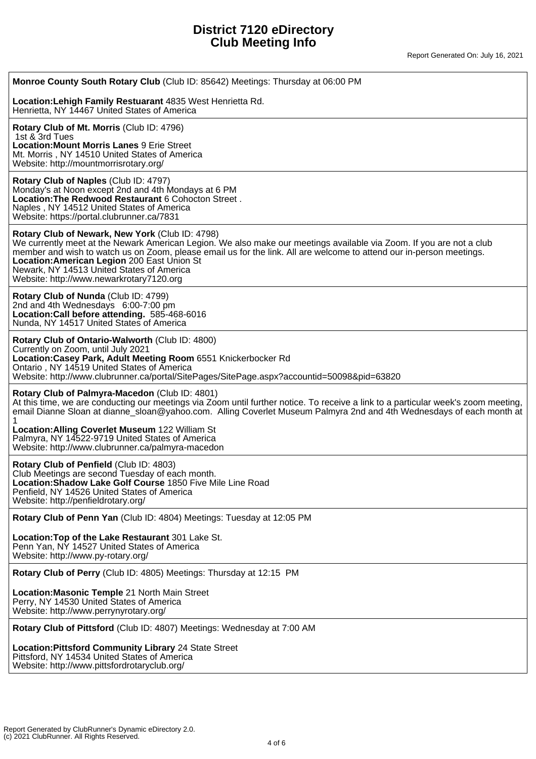# District 7120 eDirectory
# Club Meeting Info

Report Generated On: July 16, 2021

---

**Monroe County South Rotary Club** (Club ID: 85642) Meetings: Thursday at 06:00 PM

**Location:Lehigh Family Restuarant** 4835 West Henrietta Rd.
Henrietta, NY 14467 United States of America

---

**Rotary Club of Mt. Morris** (Club ID: 4796)
1st & 3rd Tues
**Location:Mount Morris Lanes** 9 Erie Street
Mt. Morris , NY 14510 United States of America
Website: http://mountmorrisrotary.org/

---

**Rotary Club of Naples** (Club ID: 4797)
Monday's at Noon except 2nd and 4th Mondays at 6 PM
**Location:The Redwood Restaurant** 6 Cohocton Street .
Naples , NY 14512 United States of America
Website: https://portal.clubrunner.ca/7831

---

**Rotary Club of Newark, New York** (Club ID: 4798)
We currently meet at the Newark American Legion. We also make our meetings available via Zoom. If you are not a club member and wish to watch us on Zoom, please email us for the link. All are welcome to attend our in-person meetings.
**Location:American Legion** 200 East Union St
Newark, NY 14513 United States of America
Website: http://www.newarkrotary7120.org

---

**Rotary Club of Nunda** (Club ID: 4799)
2nd and 4th Wednesdays 6:00-7:00 pm
**Location:Call before attending.** 585-468-6016
Nunda, NY 14517 United States of America

---

**Rotary Club of Ontario-Walworth** (Club ID: 4800)
Currently on Zoom, until July 2021
**Location:Casey Park, Adult Meeting Room** 6551 Knickerbocker Rd
Ontario , NY 14519 United States of America
Website: http://www.clubrunner.ca/portal/SitePages/SitePage.aspx?accountid=50098&pid=63820

---

**Rotary Club of Palmyra-Macedon** (Club ID: 4801)
At this time, we are conducting our meetings via Zoom until further notice. To receive a link to a particular week's zoom meeting, email Dianne Sloan at dianne_sloan@yahoo.com. Alling Coverlet Museum Palmyra 2nd and 4th Wednesdays of each month at 1
**Location:Alling Coverlet Museum** 122 William St
Palmyra, NY 14522-9719 United States of America
Website: http://www.clubrunner.ca/palmyra-macedon

---

**Rotary Club of Penfield** (Club ID: 4803)
Club Meetings are second Tuesday of each month.
**Location:Shadow Lake Golf Course** 1850 Five Mile Line Road
Penfield, NY 14526 United States of America
Website: http://penfieldrotary.org/

---

**Rotary Club of Penn Yan** (Club ID: 4804) Meetings: Tuesday at 12:05 PM

**Location:Top of the Lake Restaurant** 301 Lake St.
Penn Yan, NY 14527 United States of America
Website: http://www.py-rotary.org/

---

**Rotary Club of Perry** (Club ID: 4805) Meetings: Thursday at 12:15 PM

**Location:Masonic Temple** 21 North Main Street
Perry, NY 14530 United States of America
Website: http://www.perrynyrotary.org/

---

**Rotary Club of Pittsford** (Club ID: 4807) Meetings: Wednesday at 7:00 AM

**Location:Pittsford Community Library** 24 State Street
Pittsford, NY 14534 United States of America
Website: http://www.pittsfordrotaryclub.org/

---

Report Generated by ClubRunner's Dynamic eDirectory 2.0.
(c) 2021 ClubRunner. All Rights Reserved.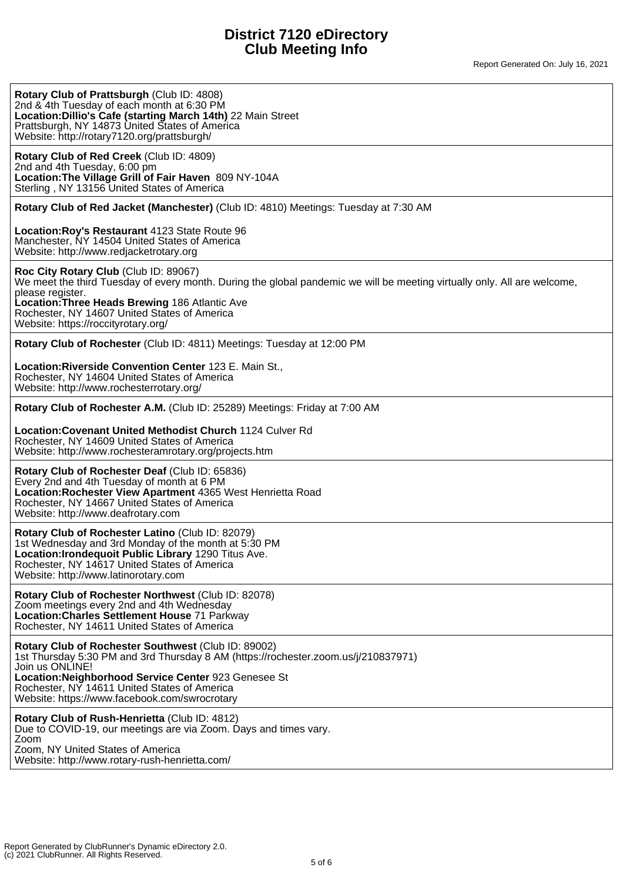**Rotary Club of Prattsburgh** (Club ID: 4808)
2nd & 4th Tuesday of each month at 6:30 PM
**Location:Dillio's Cafe (starting March 14th)** 22 Main Street
Prattsburgh, NY 14873 United States of America
Website: http://rotary7120.org/prattsburgh/

---

**Rotary Club of Red Creek** (Club ID: 4809)
2nd and 4th Tuesday, 6:00 pm
**Location:The Village Grill of Fair Haven** 809 NY-104A
Sterling , NY 13156 United States of America

---

**Rotary Club of Red Jacket (Manchester)** (Club ID: 4810) Meetings: Tuesday at 7:30 AM

**Location:Roy's Restaurant** 4123 State Route 96
Manchester, NY 14504 United States of America
Website: http://www.redjacketrotary.org

---

**Roc City Rotary Club** (Club ID: 89067)
We meet the third Tuesday of every month. During the global pandemic we will be meeting virtually only. All are welcome, please register.
**Location:Three Heads Brewing** 186 Atlantic Ave
Rochester, NY 14607 United States of America
Website: https://roccityrotary.org/

---

**Rotary Club of Rochester** (Club ID: 4811) Meetings: Tuesday at 12:00 PM

**Location:Riverside Convention Center** 123 E. Main St.,
Rochester, NY 14604 United States of America
Website: http://www.rochesterrotary.org/

---

**Rotary Club of Rochester A.M.** (Club ID: 25289) Meetings: Friday at 7:00 AM

**Location:Covenant United Methodist Church** 1124 Culver Rd
Rochester, NY 14609 United States of America
Website: http://www.rochesteramrotary.org/projects.htm

---

**Rotary Club of Rochester Deaf** (Club ID: 65836)
Every 2nd and 4th Tuesday of month at 6 PM
**Location:Rochester View Apartment** 4365 West Henrietta Road
Rochester, NY 14667 United States of America
Website: http://www.deafrotary.com

---

**Rotary Club of Rochester Latino** (Club ID: 82079)
1st Wednesday and 3rd Monday of the month at 5:30 PM
**Location:Irondequoit Public Library** 1290 Titus Ave.
Rochester, NY 14617 United States of America
Website: http://www.latinorotary.com

---

**Rotary Club of Rochester Northwest** (Club ID: 82078)
Zoom meetings every 2nd and 4th Wednesday
**Location:Charles Settlement House** 71 Parkway
Rochester, NY 14611 United States of America

---

**Rotary Club of Rochester Southwest** (Club ID: 89002)
1st Thursday 5:30 PM and 3rd Thursday 8 AM (https://rochester.zoom.us/j/210837971)
Join us ONLINE!
**Location:Neighborhood Service Center** 923 Genesee St
Rochester, NY 14611 United States of America
Website: https://www.facebook.com/swrocrotary

---

**Rotary Club of Rush-Henrietta** (Club ID: 4812)
Due to COVID-19, our meetings are via Zoom. Days and times vary.
Zoom
Zoom, NY United States of America
Website: http://www.rotary-rush-henrietta.com/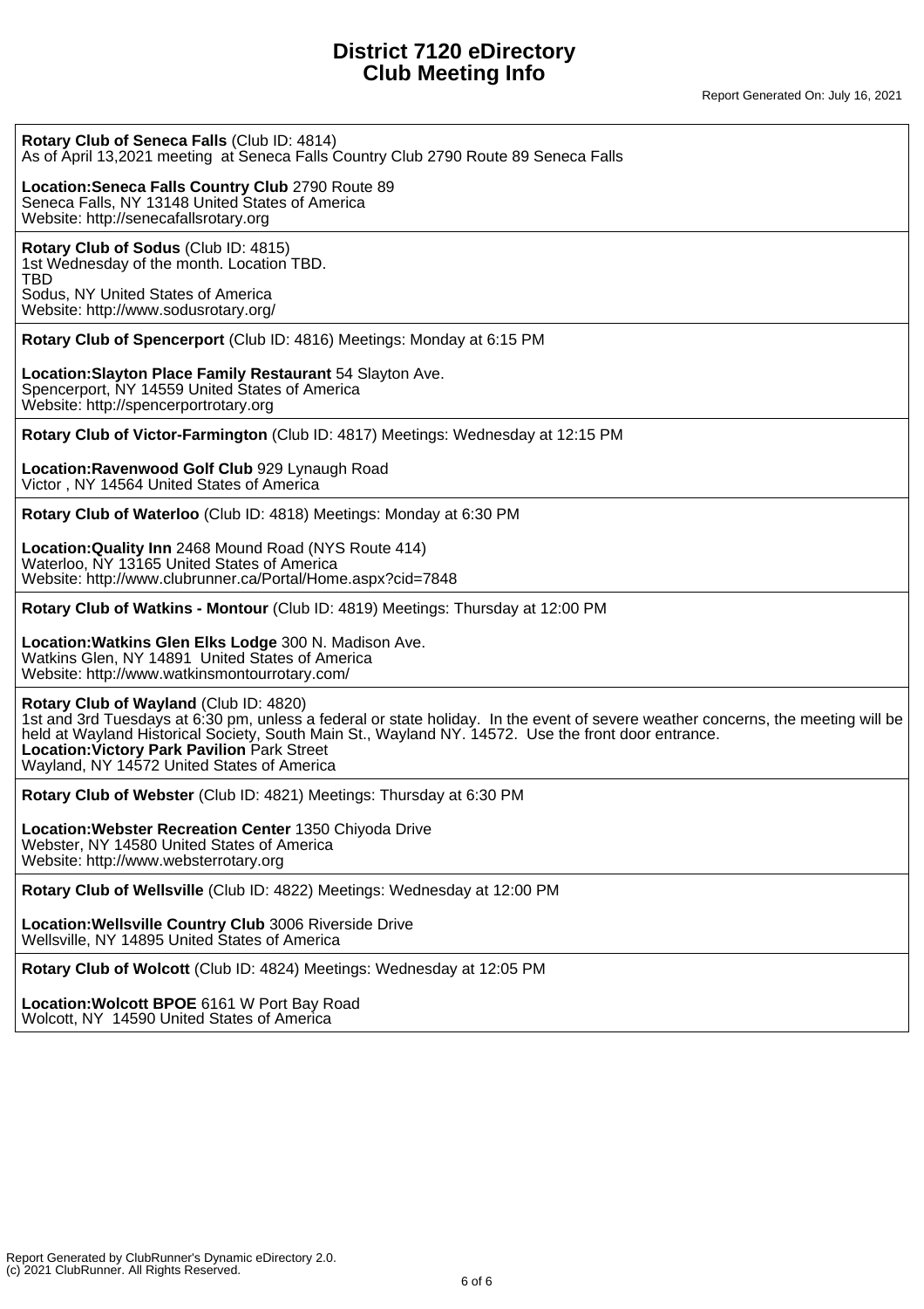# District 7120 eDirectory
# Club Meeting Info

Report Generated On: July 16, 2021

**Rotary Club of Seneca Falls** (Club ID: 4814)
As of April 13,2021 meeting at Seneca Falls Country Club 2790 Route 89 Seneca Falls

**Location:Seneca Falls Country Club** 2790 Route 89
Seneca Falls, NY 13148 United States of America
Website: http://senecafallsrotary.org

---

**Rotary Club of Sodus** (Club ID: 4815)
1st Wednesday of the month. Location TBD.
TBD
Sodus, NY United States of America
Website: http://www.sodusrotary.org/

---

**Rotary Club of Spencerport** (Club ID: 4816) Meetings: Monday at 6:15 PM

**Location:Slayton Place Family Restaurant** 54 Slayton Ave.
Spencerport, NY 14559 United States of America
Website: http://spencerportrotary.org

---

**Rotary Club of Victor-Farmington** (Club ID: 4817) Meetings: Wednesday at 12:15 PM

**Location:Ravenwood Golf Club** 929 Lynaugh Road
Victor , NY 14564 United States of America

---

**Rotary Club of Waterloo** (Club ID: 4818) Meetings: Monday at 6:30 PM

**Location:Quality Inn** 2468 Mound Road (NYS Route 414)
Waterloo, NY 13165 United States of America
Website: http://www.clubrunner.ca/Portal/Home.aspx?cid=7848

---

**Rotary Club of Watkins - Montour** (Club ID: 4819) Meetings: Thursday at 12:00 PM

**Location:Watkins Glen Elks Lodge** 300 N. Madison Ave.
Watkins Glen, NY 14891 United States of America
Website: http://www.watkinsmontourrotary.com/

---

**Rotary Club of Wayland** (Club ID: 4820)
1st and 3rd Tuesdays at 6:30 pm, unless a federal or state holiday. In the event of severe weather concerns, the meeting will be held at Wayland Historical Society, South Main St., Wayland NY. 14572. Use the front door entrance.
**Location:Victory Park Pavilion** Park Street
Wayland, NY 14572 United States of America

---

**Rotary Club of Webster** (Club ID: 4821) Meetings: Thursday at 6:30 PM

**Location:Webster Recreation Center** 1350 Chiyoda Drive
Webster, NY 14580 United States of America
Website: http://www.websterrotary.org

---

**Rotary Club of Wellsville** (Club ID: 4822) Meetings: Wednesday at 12:00 PM

**Location:Wellsville Country Club** 3006 Riverside Drive
Wellsville, NY 14895 United States of America

---

**Rotary Club of Wolcott** (Club ID: 4824) Meetings: Wednesday at 12:05 PM

**Location:Wolcott BPOE** 6161 W Port Bay Road
Wolcott, NY 14590 United States of America

Report Generated by ClubRunner's Dynamic eDirectory 2.0.
(c) 2021 ClubRunner. All Rights Reserved.